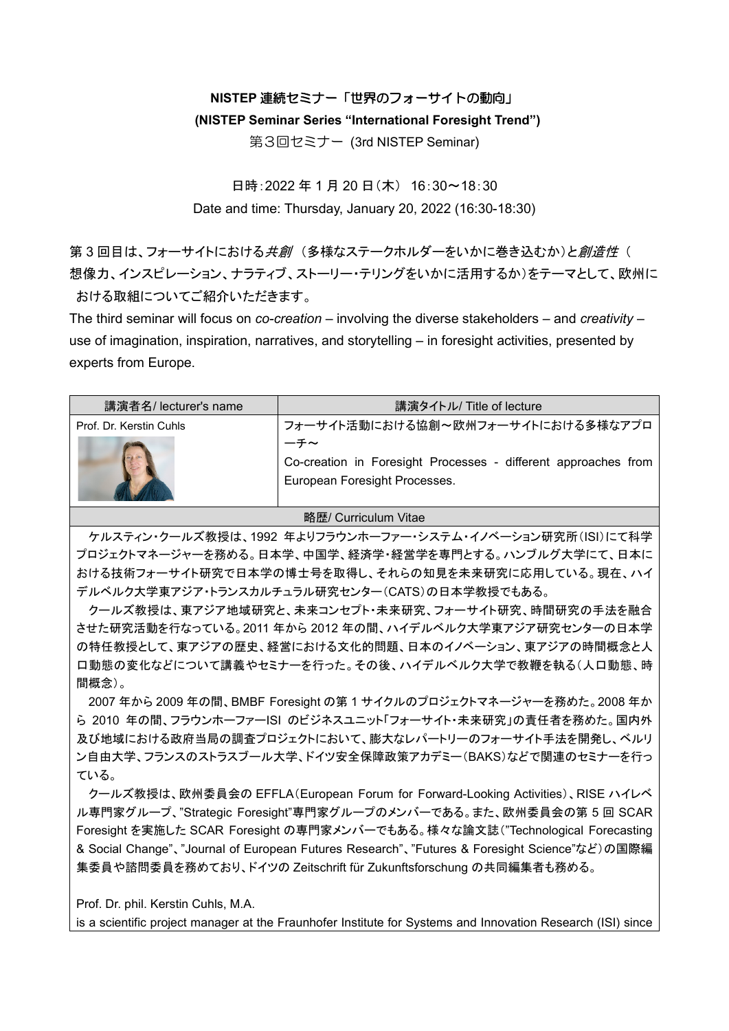**NISTEP 連続セミナー「世界のフォーサイトの動向」**

**(NISTEP Seminar Series "International Foresight Trend")**

第３回セミナー (3rd NISTEP Seminar)

日時：2022 年 1 月 20 日（木） 16：30～18：30

Date and time: Thursday, January 20, 2022 (16:30-18:30)

第 3 回目は、フォーサイトにおける*共創*（多様なステークホルダーをいかに巻き込むか）と*創造性*（想像力、インスピレーション、ナラティブ、ストーリー・テリングをいかに活用するか）をテーマとして、欧州における取組についてご紹介いただきます。

The third seminar will focus on *co-creation* – involving the diverse stakeholders – and *creativity* – use of imagination, inspiration, narratives, and storytelling – in foresight activities, presented by experts from Europe.

| 講演者名/ lecturer's name | 講演タイトル/ Title of lecture |
| --- | --- |
| Prof. Dr. Kerstin Cuhls | フォーサイト活動における協創～欧州フォーサイトにおける多様なアプローチ～ Co-creation in Foresight Processes - different approaches from European Foresight Processes. |

略歴/ Curriculum Vitae

ケルスティン・クールズ教授は、1992 年よりフラウンホーファー・システム・イノベーション研究所（ISI）にて科学プロジェクトマネージャーを務める。日本学、中国学、経済学・経営学を専門とする。ハンブルグ大学にて、日本における技術フォーサイト研究で日本学の博士号を取得し、それらの知見を未来研究に応用している。現在、ハイデルベルク大学東アジア・トランスカルチュラル研究センター（CATS）の日本学教授でもある。

クールズ教授は、東アジア地域研究と、未来コンセプト・未来研究、フォーサイト研究、時間研究の手法を融合させた研究活動を行なっている。2011 年から 2012 年の間、ハイデルベルク大学東アジア研究センターの日本学の特任教授として、東アジアの歴史、経営における文化的問題、日本のイノベーション、東アジアの時間概念と人口動態の変化などについて講義やセミナーを行った。その後、ハイデルベルク大学で教鞭を執る（人口動態、時間概念）。

2007 年から 2009 年の間、BMBF Foresight の第 1 サイクルのプロジェクトマネージャーを務めた。2008 年から 2010 年の間、フラウンホーファーISI のビジネスユニット「フォーサイト・未来研究」の責任者を務めた。国内外及び地域における政府当局の調査プロジェクトにおいて、膨大なレパートリーのフォーサイト手法を開発し、ベルリン自由大学、フランスのストラスブール大学、ドイツ安全保障政策アカデミー（BAKS）などで関連のセミナーを行っている。

クールズ教授は、欧州委員会の EFFLA（European Forum for Forward-Looking Activities）、RISE ハイレベル専門家グループ、"Strategic Foresight"専門家グループのメンバーである。また、欧州委員会の第 5 回 SCAR Foresight を実施した SCAR Foresight の専門家メンバーでもある。様々な論文誌（"Technological Forecasting & Social Change"、"Journal of European Futures Research"、"Futures & Foresight Science"など）の国際編集委員や諮問委員を務めており、ドイツの Zeitschrift für Zukunftsforschung の共同編集者も務める。

Prof. Dr. phil. Kerstin Cuhls, M.A.

is a scientific project manager at the Fraunhofer Institute for Systems and Innovation Research (ISI) since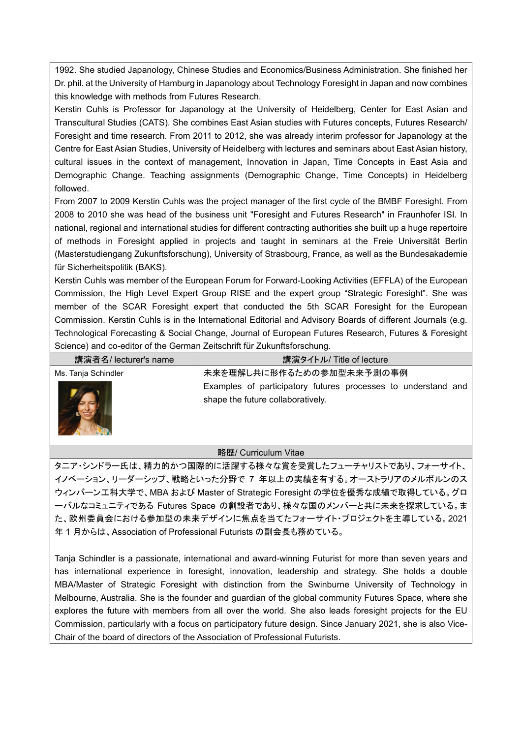1992. She studied Japanology, Chinese Studies and Economics/Business Administration. She finished her Dr. phil. at the University of Hamburg in Japanology about Technology Foresight in Japan and now combines this knowledge with methods from Futures Research.

Kerstin Cuhls is Professor for Japanology at the University of Heidelberg, Center for East Asian and Transcultural Studies (CATS). She combines East Asian studies with Futures concepts, Futures Research/ Foresight and time research. From 2011 to 2012, she was already interim professor for Japanology at the Centre for East Asian Studies, University of Heidelberg with lectures and seminars about East Asian history, cultural issues in the context of management, Innovation in Japan, Time Concepts in East Asia and Demographic Change. Teaching assignments (Demographic Change, Time Concepts) in Heidelberg followed.

From 2007 to 2009 Kerstin Cuhls was the project manager of the first cycle of the BMBF Foresight. From 2008 to 2010 she was head of the business unit "Foresight and Futures Research" in Fraunhofer ISI. In national, regional and international studies for different contracting authorities she built up a huge repertoire of methods in Foresight applied in projects and taught in seminars at the Freie Universität Berlin (Masterstudiengang Zukunftsforschung), University of Strasbourg, France, as well as the Bundesakademie für Sicherheitspolitik (BAKS).

Kerstin Cuhls was member of the European Forum for Forward-Looking Activities (EFFLA) of the European Commission, the High Level Expert Group RISE and the expert group "Strategic Foresight". She was member of the SCAR Foresight expert that conducted the 5th SCAR Foresight for the European Commission. Kerstin Cuhls is in the International Editorial and Advisory Boards of different Journals (e.g. Technological Forecasting & Social Change, Journal of European Futures Research, Futures & Foresight Science) and co-editor of the German Zeitschrift für Zukunftsforschung.

| 講演者名/ lecturer's name | 講演タイトル/ Title of lecture |
| --- | --- |
| Ms. Tanja Schindler | 未来を理解し共に形作るための参加型未来予測の事例<br>Examples of participatory futures processes to understand and shape the future collaboratively. |

**略歴/ Curriculum Vitae**

タニア・シンドラー氏は、精力的かつ国際的に活躍する様々な賞を受賞したフューチャリストであり、フォーサイト、イノベーション、リーダーシップ、戦略といった分野で 7 年以上の実績を有する。オーストラリアのメルボルンのスウィンバーン工科大学で、MBA および Master of Strategic Foresight の学位を優秀な成績で取得している。グローバルなコミュニティである Futures Space の創設者であり、様々な国のメンバーと共に未来を探求している。また、欧州委員会における参加型の未来デザインに焦点を当てたフォーサイト・プロジェクトを主導している。2021 年 1 月からは、Association of Professional Futurists の副会長も務めている。

Tanja Schindler is a passionate, international and award-winning Futurist for more than seven years and has international experience in foresight, innovation, leadership and strategy. She holds a double MBA/Master of Strategic Foresight with distinction from the Swinburne University of Technology in Melbourne, Australia. She is the founder and guardian of the global community Futures Space, where she explores the future with members from all over the world. She also leads foresight projects for the EU Commission, particularly with a focus on participatory future design. Since January 2021, she is also Vice-Chair of the board of directors of the Association of Professional Futurists.